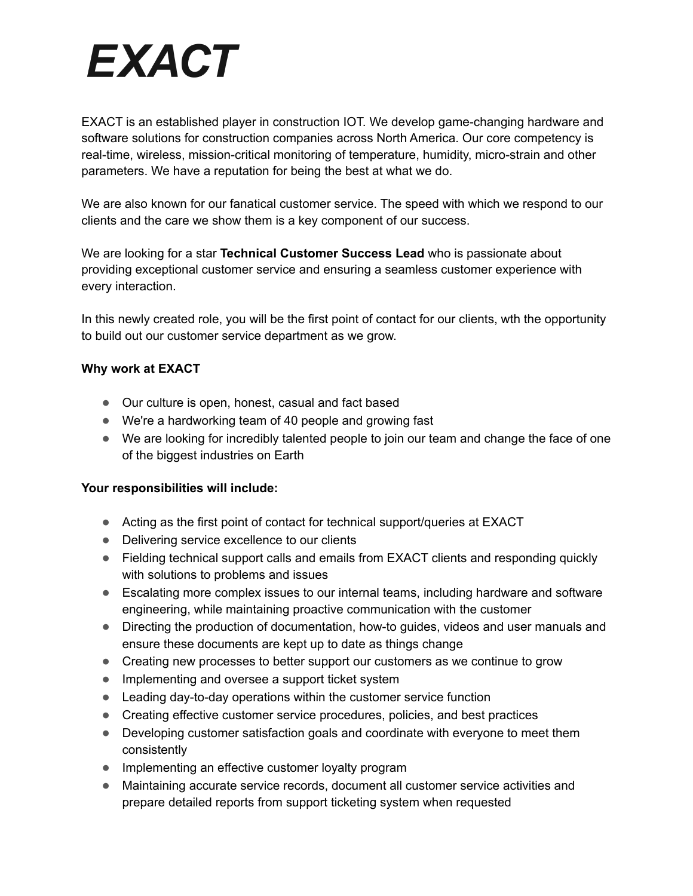# *EXACT*

EXACT is an established player in construction IOT. We develop game-changing hardware and software solutions for construction companies across North America. Our core competency is real-time, wireless, mission-critical monitoring of temperature, humidity, micro-strain and other parameters. We have a reputation for being the best at what we do.

We are also known for our fanatical customer service. The speed with which we respond to our clients and the care we show them is a key component of our success.

We are looking for a star **Technical Customer Success Lead** who is passionate about providing exceptional customer service and ensuring a seamless customer experience with every interaction.

In this newly created role, you will be the first point of contact for our clients, wth the opportunity to build out our customer service department as we grow.

**Why work at EXACT**

- Our culture is open, honest, casual and fact based
- We're a hardworking team of 40 people and growing fast
- We are looking for incredibly talented people to join our team and change the face of one of the biggest industries on Earth

**Your responsibilities will include:**

- Acting as the first point of contact for technical support/queries at EXACT
- Delivering service excellence to our clients
- Fielding technical support calls and emails from EXACT clients and responding quickly with solutions to problems and issues
- Escalating more complex issues to our internal teams, including hardware and software engineering, while maintaining proactive communication with the customer
- Directing the production of documentation, how-to guides, videos and user manuals and ensure these documents are kept up to date as things change
- Creating new processes to better support our customers as we continue to grow
- Implementing and oversee a support ticket system
- Leading day-to-day operations within the customer service function
- Creating effective customer service procedures, policies, and best practices
- Developing customer satisfaction goals and coordinate with everyone to meet them consistently
- Implementing an effective customer loyalty program
- Maintaining accurate service records, document all customer service activities and prepare detailed reports from support ticketing system when requested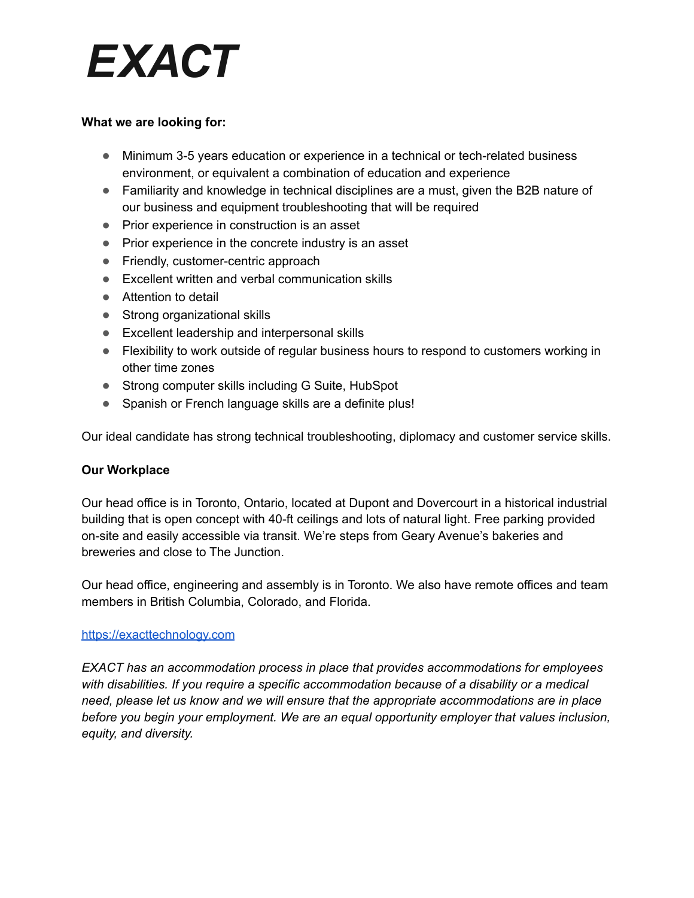# EXACT

**What we are looking for:**

- Minimum 3-5 years education or experience in a technical or tech-related business environment, or equivalent a combination of education and experience
- Familiarity and knowledge in technical disciplines are a must, given the B2B nature of our business and equipment troubleshooting that will be required
- Prior experience in construction is an asset
- Prior experience in the concrete industry is an asset
- Friendly, customer-centric approach
- Excellent written and verbal communication skills
- Attention to detail
- Strong organizational skills
- Excellent leadership and interpersonal skills
- Flexibility to work outside of regular business hours to respond to customers working in other time zones
- Strong computer skills including G Suite, HubSpot
- Spanish or French language skills are a definite plus!

Our ideal candidate has strong technical troubleshooting, diplomacy and customer service skills.

**Our Workplace**

Our head office is in Toronto, Ontario, located at Dupont and Dovercourt in a historical industrial building that is open concept with 40-ft ceilings and lots of natural light. Free parking provided on-site and easily accessible via transit. We're steps from Geary Avenue's bakeries and breweries and close to The Junction.

Our head office, engineering and assembly is in Toronto. We also have remote offices and team members in British Columbia, Colorado, and Florida.

[https://exacttechnology.com](https://exacttechnology.com)

*EXACT has an accommodation process in place that provides accommodations for employees with disabilities. If you require a specific accommodation because of a disability or a medical need, please let us know and we will ensure that the appropriate accommodations are in place before you begin your employment. We are an equal opportunity employer that values inclusion, equity, and diversity.*